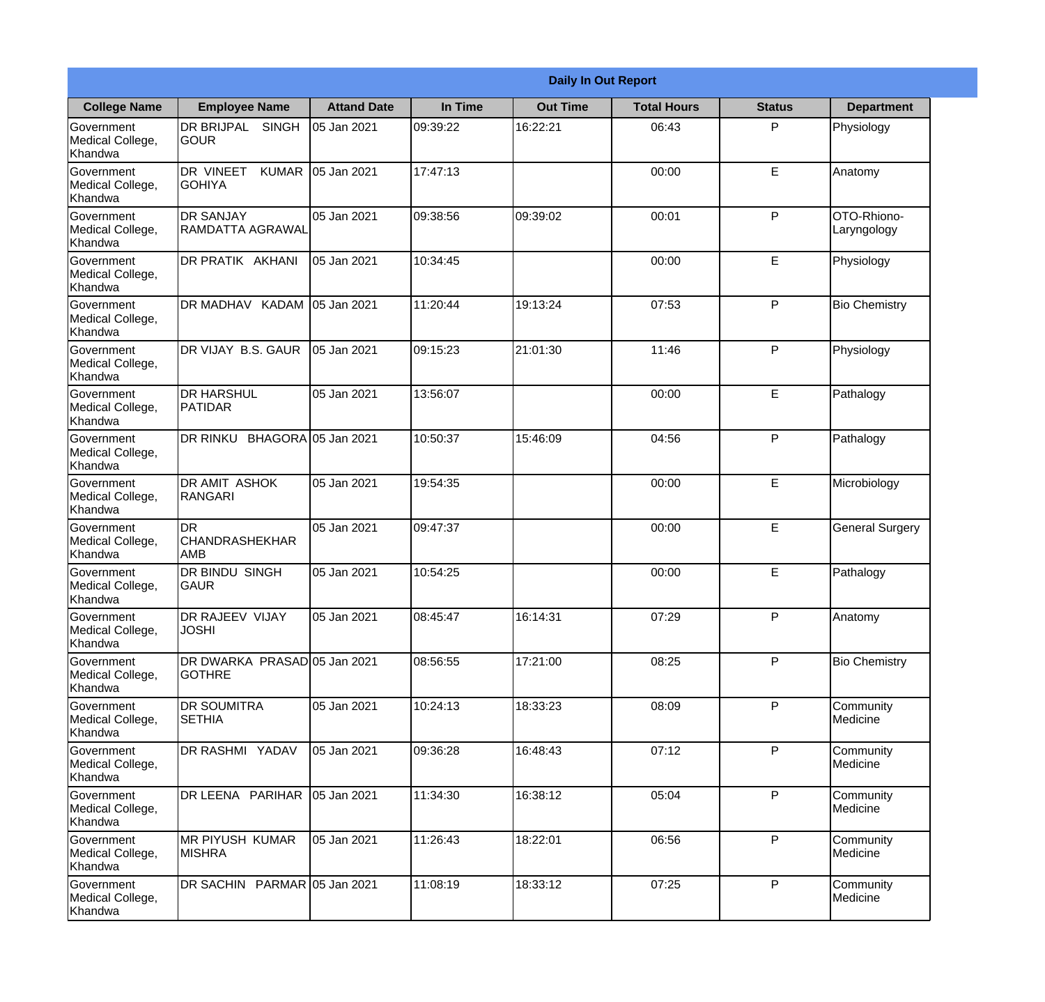| Daily In Out Report | | | | | | | |
|---|---|---|---|---|---|---|---|
| **College Name** | **Employee Name** | **Attand Date** | **In Time** | **Out Time** | **Total Hours** | **Status** | **Department** |
| Government Medical College, Khandwa | DR BRIJPAL SINGH GOUR | 05 Jan 2021 | 09:39:22 | 16:22:21 | 06:43 | P | Physiology |
| Government Medical College, Khandwa | DR VINEET KUMAR GOHIYA | 05 Jan 2021 | 17:47:13 | | 00:00 | E | Anatomy |
| Government Medical College, Khandwa | DR SANJAY RAMDATTA AGRAWAL | 05 Jan 2021 | 09:38:56 | 09:39:02 | 00:01 | P | OTO-Rhiono-Laryngology |
| Government Medical College, Khandwa | DR PRATIK AKHANI | 05 Jan 2021 | 10:34:45 | | 00:00 | E | Physiology |
| Government Medical College, Khandwa | DR MADHAV KADAM | 05 Jan 2021 | 11:20:44 | 19:13:24 | 07:53 | P | Bio Chemistry |
| Government Medical College, Khandwa | DR VIJAY B.S. GAUR | 05 Jan 2021 | 09:15:23 | 21:01:30 | 11:46 | P | Physiology |
| Government Medical College, Khandwa | DR HARSHUL PATIDAR | 05 Jan 2021 | 13:56:07 | | 00:00 | E | Pathalogy |
| Government Medical College, Khandwa | DR RINKU BHAGORA | 05 Jan 2021 | 10:50:37 | 15:46:09 | 04:56 | P | Pathalogy |
| Government Medical College, Khandwa | DR AMIT ASHOK RANGARI | 05 Jan 2021 | 19:54:35 | | 00:00 | E | Microbiology |
| Government Medical College, Khandwa | DR CHANDRASHEKHAR AMB | 05 Jan 2021 | 09:47:37 | | 00:00 | E | General Surgery |
| Government Medical College, Khandwa | DR BINDU SINGH GAUR | 05 Jan 2021 | 10:54:25 | | 00:00 | E | Pathalogy |
| Government Medical College, Khandwa | DR RAJEEV VIJAY JOSHI | 05 Jan 2021 | 08:45:47 | 16:14:31 | 07:29 | P | Anatomy |
| Government Medical College, Khandwa | DR DWARKA PRASAD GOTHRE | 05 Jan 2021 | 08:56:55 | 17:21:00 | 08:25 | P | Bio Chemistry |
| Government Medical College, Khandwa | DR SOUMITRA SETHIA | 05 Jan 2021 | 10:24:13 | 18:33:23 | 08:09 | P | Community Medicine |
| Government Medical College, Khandwa | DR RASHMI YADAV | 05 Jan 2021 | 09:36:28 | 16:48:43 | 07:12 | P | Community Medicine |
| Government Medical College, Khandwa | DR LEENA PARIHAR | 05 Jan 2021 | 11:34:30 | 16:38:12 | 05:04 | P | Community Medicine |
| Government Medical College, Khandwa | MR PIYUSH KUMAR MISHRA | 05 Jan 2021 | 11:26:43 | 18:22:01 | 06:56 | P | Community Medicine |
| Government Medical College, Khandwa | DR SACHIN PARMAR | 05 Jan 2021 | 11:08:19 | 18:33:12 | 07:25 | P | Community Medicine |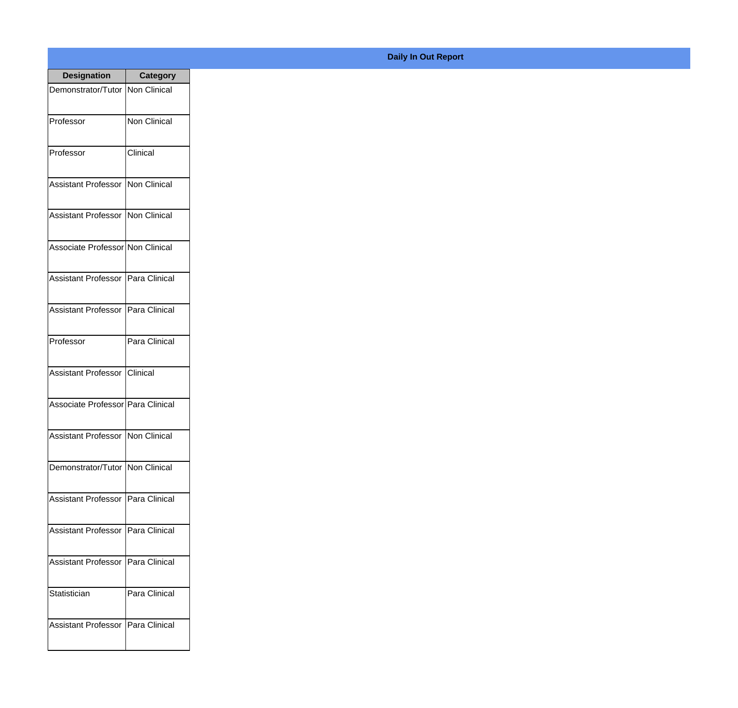**Daily In Out Report**

| Designation | Category |
|---|---|
| Demonstrator/Tutor | Non Clinical |
| Professor | Non Clinical |
| Professor | Clinical |
| Assistant Professor | Non Clinical |
| Assistant Professor | Non Clinical |
| Associate Professor | Non Clinical |
| Assistant Professor | Para Clinical |
| Assistant Professor | Para Clinical |
| Professor | Para Clinical |
| Assistant Professor | Clinical |
| Associate Professor | Para Clinical |
| Assistant Professor | Non Clinical |
| Demonstrator/Tutor | Non Clinical |
| Assistant Professor | Para Clinical |
| Assistant Professor | Para Clinical |
| Assistant Professor | Para Clinical |
| Statistician | Para Clinical |
| Assistant Professor | Para Clinical |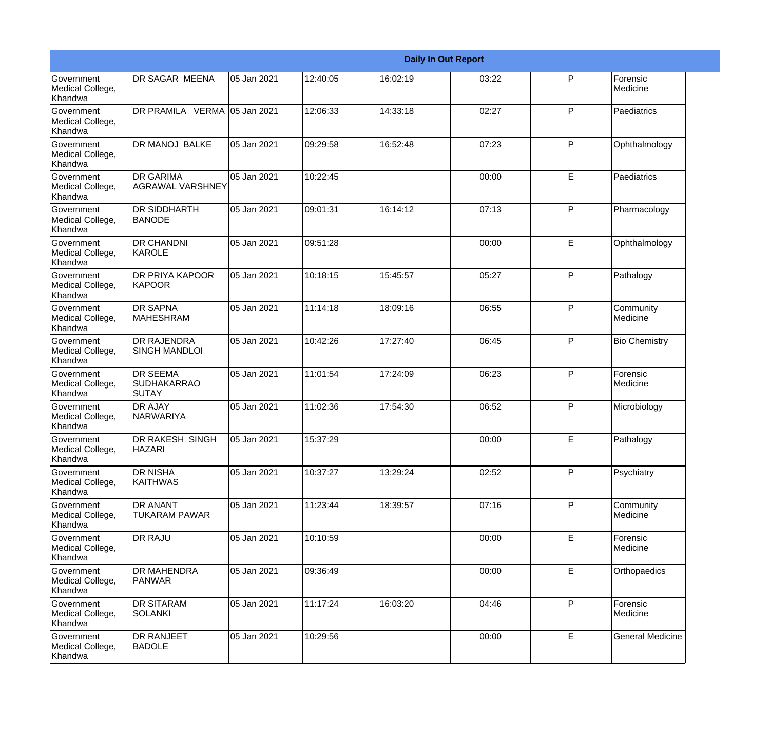| Daily In Out Report | | | | | | | |
|---|---|---|---|---|---|---|---|
| Government Medical College, Khandwa | DR SAGAR MEENA | 05 Jan 2021 | 12:40:05 | 16:02:19 | 03:22 | P | Forensic Medicine |
| Government Medical College, Khandwa | DR PRAMILA VERMA | 05 Jan 2021 | 12:06:33 | 14:33:18 | 02:27 | P | Paediatrics |
| Government Medical College, Khandwa | DR MANOJ BALKE | 05 Jan 2021 | 09:29:58 | 16:52:48 | 07:23 | P | Ophthalmology |
| Government Medical College, Khandwa | DR GARIMA AGRAWAL VARSHNEY | 05 Jan 2021 | 10:22:45 | | 00:00 | E | Paediatrics |
| Government Medical College, Khandwa | DR SIDDHARTH BANODE | 05 Jan 2021 | 09:01:31 | 16:14:12 | 07:13 | P | Pharmacology |
| Government Medical College, Khandwa | DR CHANDNI KAROLE | 05 Jan 2021 | 09:51:28 | | 00:00 | E | Ophthalmology |
| Government Medical College, Khandwa | DR PRIYA KAPOOR KAPOOR | 05 Jan 2021 | 10:18:15 | 15:45:57 | 05:27 | P | Pathalogy |
| Government Medical College, Khandwa | DR SAPNA MAHESHRAM | 05 Jan 2021 | 11:14:18 | 18:09:16 | 06:55 | P | Community Medicine |
| Government Medical College, Khandwa | DR RAJENDRA SINGH MANDLOI | 05 Jan 2021 | 10:42:26 | 17:27:40 | 06:45 | P | Bio Chemistry |
| Government Medical College, Khandwa | DR SEEMA SUDHAKARRAO SUTAY | 05 Jan 2021 | 11:01:54 | 17:24:09 | 06:23 | P | Forensic Medicine |
| Government Medical College, Khandwa | DR AJAY NARWARIYA | 05 Jan 2021 | 11:02:36 | 17:54:30 | 06:52 | P | Microbiology |
| Government Medical College, Khandwa | DR RAKESH SINGH HAZARI | 05 Jan 2021 | 15:37:29 | | 00:00 | E | Pathalogy |
| Government Medical College, Khandwa | DR NISHA KAITHWAS | 05 Jan 2021 | 10:37:27 | 13:29:24 | 02:52 | P | Psychiatry |
| Government Medical College, Khandwa | DR ANANT TUKARAM PAWAR | 05 Jan 2021 | 11:23:44 | 18:39:57 | 07:16 | P | Community Medicine |
| Government Medical College, Khandwa | DR RAJU | 05 Jan 2021 | 10:10:59 | | 00:00 | E | Forensic Medicine |
| Government Medical College, Khandwa | DR MAHENDRA PANWAR | 05 Jan 2021 | 09:36:49 | | 00:00 | E | Orthopaedics |
| Government Medical College, Khandwa | DR SITARAM SOLANKI | 05 Jan 2021 | 11:17:24 | 16:03:20 | 04:46 | P | Forensic Medicine |
| Government Medical College, Khandwa | DR RANJEET BADOLE | 05 Jan 2021 | 10:29:56 | | 00:00 | E | General Medicine |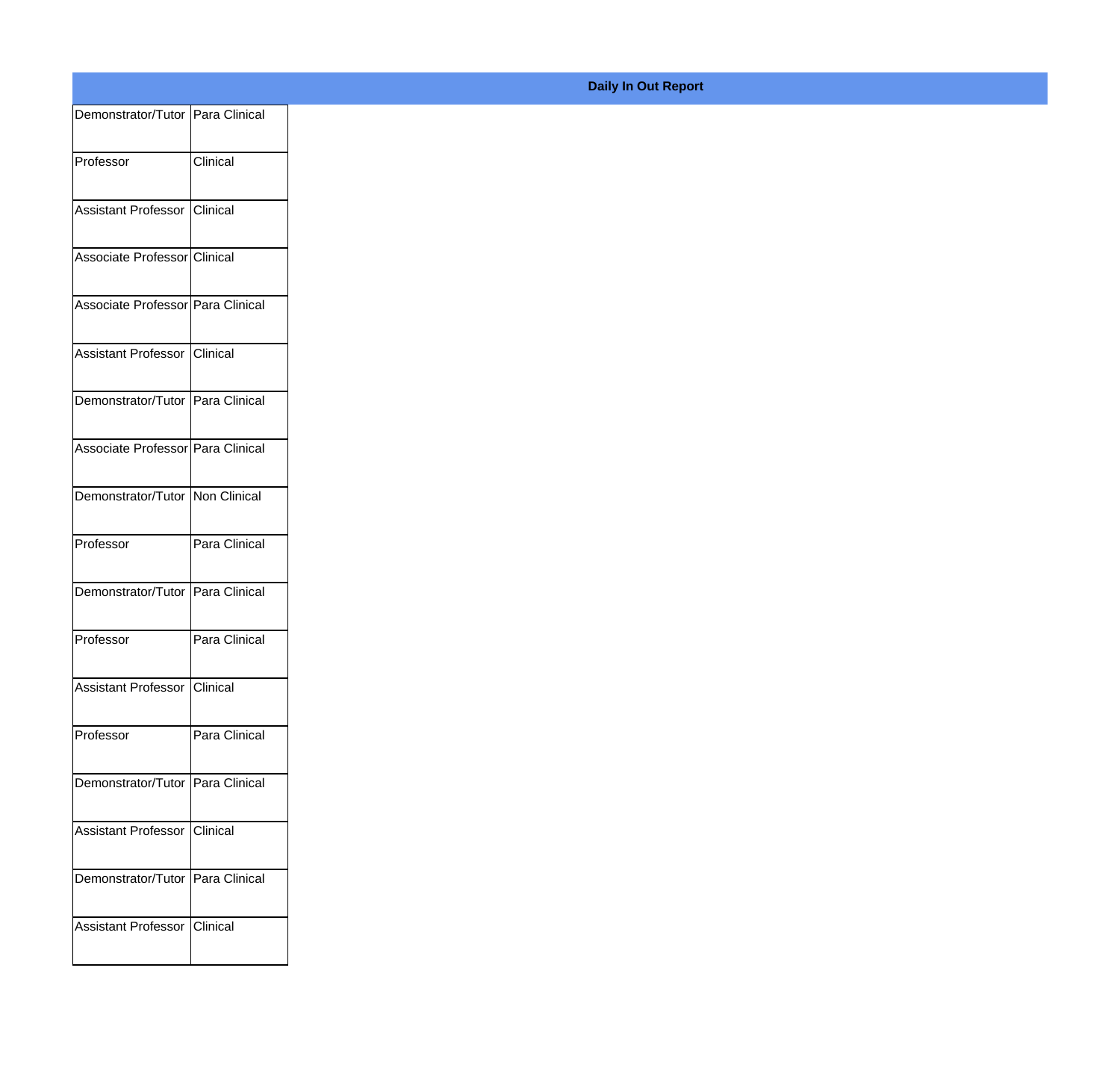**Daily In Out Report**

| | |
|---|---|
| Demonstrator/Tutor | Para Clinical |
| Professor | Clinical |
| Assistant Professor | Clinical |
| Associate Professor | Clinical |
| Associate Professor | Para Clinical |
| Assistant Professor | Clinical |
| Demonstrator/Tutor | Para Clinical |
| Associate Professor | Para Clinical |
| Demonstrator/Tutor | Non Clinical |
| Professor | Para Clinical |
| Demonstrator/Tutor | Para Clinical |
| Professor | Para Clinical |
| Assistant Professor | Clinical |
| Professor | Para Clinical |
| Demonstrator/Tutor | Para Clinical |
| Assistant Professor | Clinical |
| Demonstrator/Tutor | Para Clinical |
| Assistant Professor | Clinical |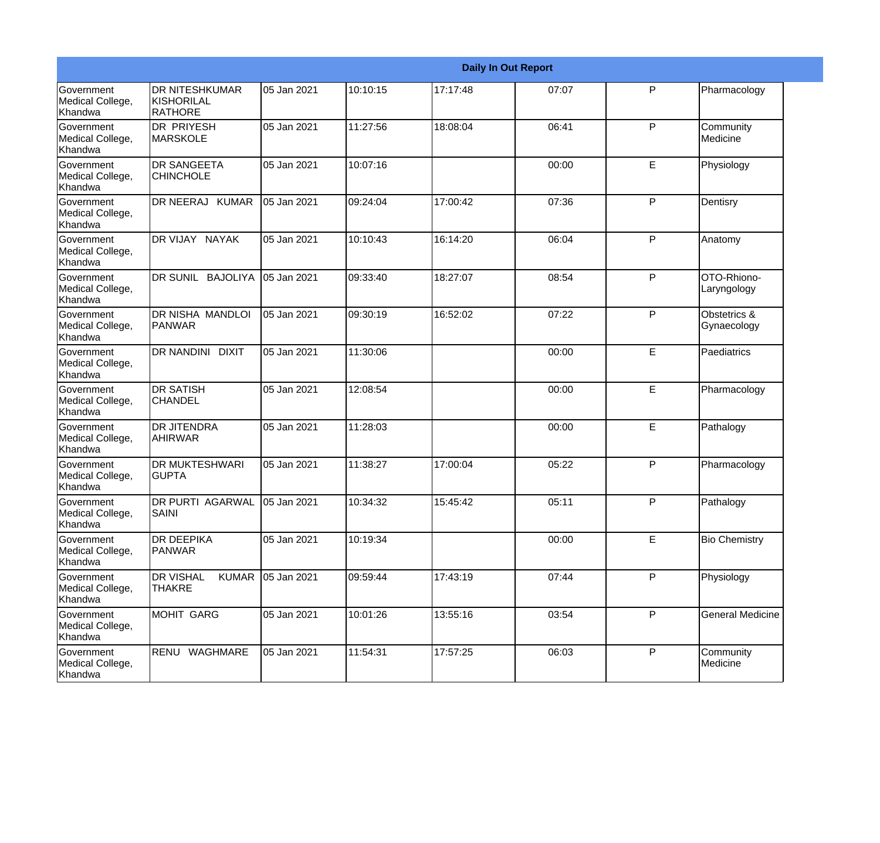| Daily In Out Report | | | | | | | |
|---|---|---|---|---|---|---|---|
| Government Medical College, Khandwa | DR NITESHKUMAR KISHORILAL RATHORE | 05 Jan 2021 | 10:10:15 | 17:17:48 | 07:07 | P | Pharmacology |
| Government Medical College, Khandwa | DR PRIYESH MARSKOLE | 05 Jan 2021 | 11:27:56 | 18:08:04 | 06:41 | P | Community Medicine |
| Government Medical College, Khandwa | DR SANGEETA CHINCHOLE | 05 Jan 2021 | 10:07:16 | | 00:00 | E | Physiology |
| Government Medical College, Khandwa | DR NEERAJ KUMAR | 05 Jan 2021 | 09:24:04 | 17:00:42 | 07:36 | P | Dentisry |
| Government Medical College, Khandwa | DR VIJAY NAYAK | 05 Jan 2021 | 10:10:43 | 16:14:20 | 06:04 | P | Anatomy |
| Government Medical College, Khandwa | DR SUNIL BAJOLIYA | 05 Jan 2021 | 09:33:40 | 18:27:07 | 08:54 | P | OTO-Rhiono-Laryngology |
| Government Medical College, Khandwa | DR NISHA MANDLOI PANWAR | 05 Jan 2021 | 09:30:19 | 16:52:02 | 07:22 | P | Obstetrics & Gynaecology |
| Government Medical College, Khandwa | DR NANDINI DIXIT | 05 Jan 2021 | 11:30:06 | | 00:00 | E | Paediatrics |
| Government Medical College, Khandwa | DR SATISH CHANDEL | 05 Jan 2021 | 12:08:54 | | 00:00 | E | Pharmacology |
| Government Medical College, Khandwa | DR JITENDRA AHIRWAR | 05 Jan 2021 | 11:28:03 | | 00:00 | E | Pathalogy |
| Government Medical College, Khandwa | DR MUKTESHWARI GUPTA | 05 Jan 2021 | 11:38:27 | 17:00:04 | 05:22 | P | Pharmacology |
| Government Medical College, Khandwa | DR PURTI AGARWAL SAINI | 05 Jan 2021 | 10:34:32 | 15:45:42 | 05:11 | P | Pathalogy |
| Government Medical College, Khandwa | DR DEEPIKA PANWAR | 05 Jan 2021 | 10:19:34 | | 00:00 | E | Bio Chemistry |
| Government Medical College, Khandwa | DR VISHAL KUMAR THAKRE | 05 Jan 2021 | 09:59:44 | 17:43:19 | 07:44 | P | Physiology |
| Government Medical College, Khandwa | MOHIT GARG | 05 Jan 2021 | 10:01:26 | 13:55:16 | 03:54 | P | General Medicine |
| Government Medical College, Khandwa | RENU WAGHMARE | 05 Jan 2021 | 11:54:31 | 17:57:25 | 06:03 | P | Community Medicine |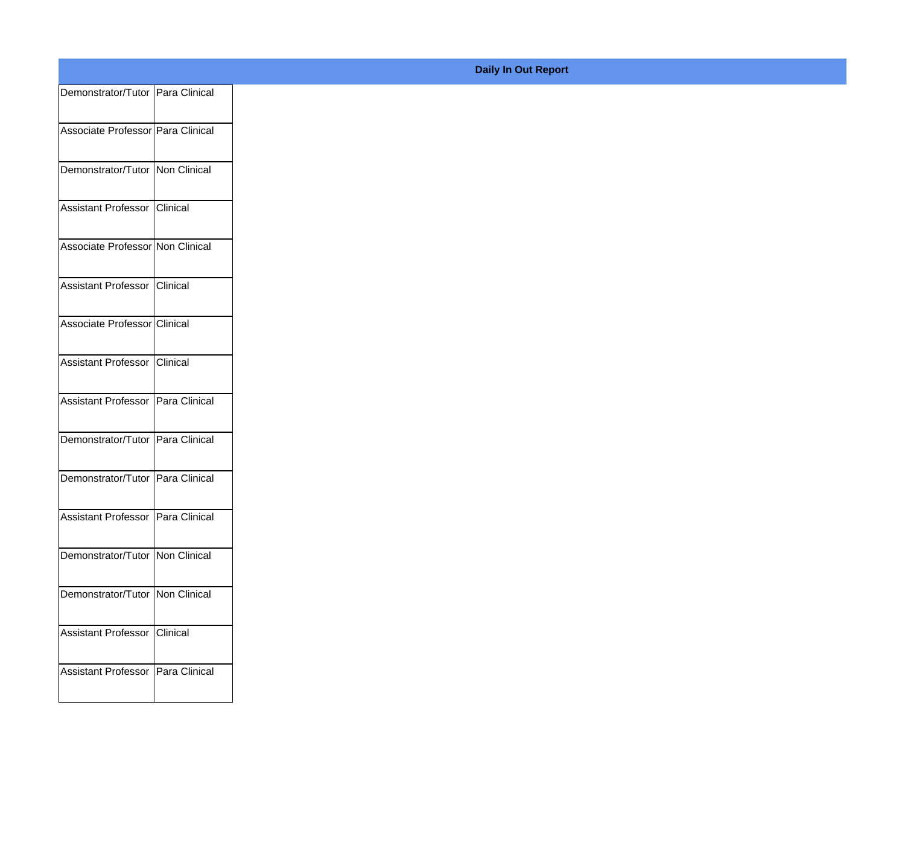**Daily In Out Report**

| | |
|---|---|
| Demonstrator/Tutor | Para Clinical |
| Associate Professor | Para Clinical |
| Demonstrator/Tutor | Non Clinical |
| Assistant Professor | Clinical |
| Associate Professor | Non Clinical |
| Assistant Professor | Clinical |
| Associate Professor | Clinical |
| Assistant Professor | Clinical |
| Assistant Professor | Para Clinical |
| Demonstrator/Tutor | Para Clinical |
| Demonstrator/Tutor | Para Clinical |
| Assistant Professor | Para Clinical |
| Demonstrator/Tutor | Non Clinical |
| Demonstrator/Tutor | Non Clinical |
| Assistant Professor | Clinical |
| Assistant Professor | Para Clinical |